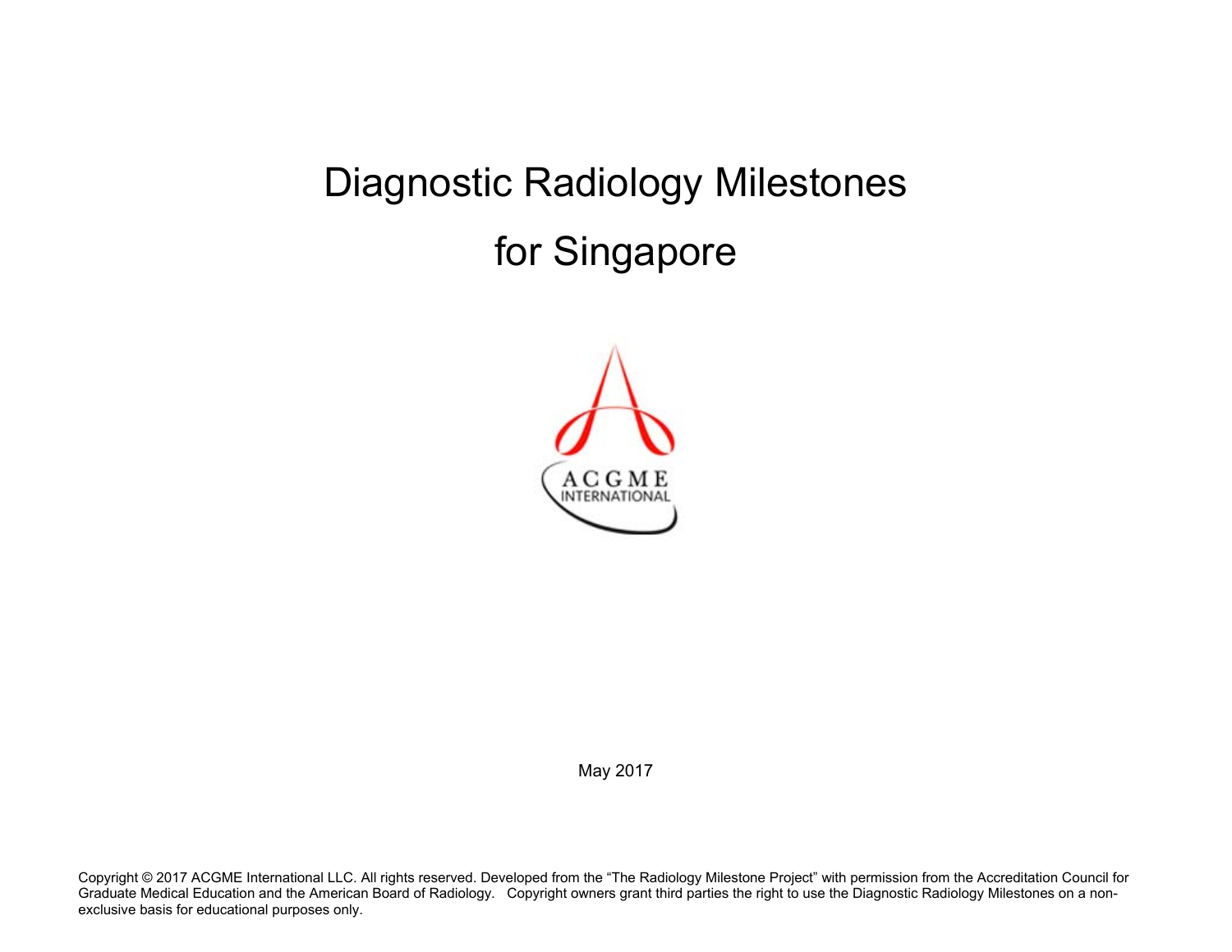# Diagnostic Radiology Milestones

# for Singapore

May 2017

Copyright © 2017 ACGME International LLC. All rights reserved. Developed from the "The Radiology Milestone Project" with permission from the Accreditation Council for Graduate Medical Education and the American Board of Radiology. Copyright owners grant third parties the right to use the Diagnostic Radiology Milestones on a non-exclusive basis for educational purposes only.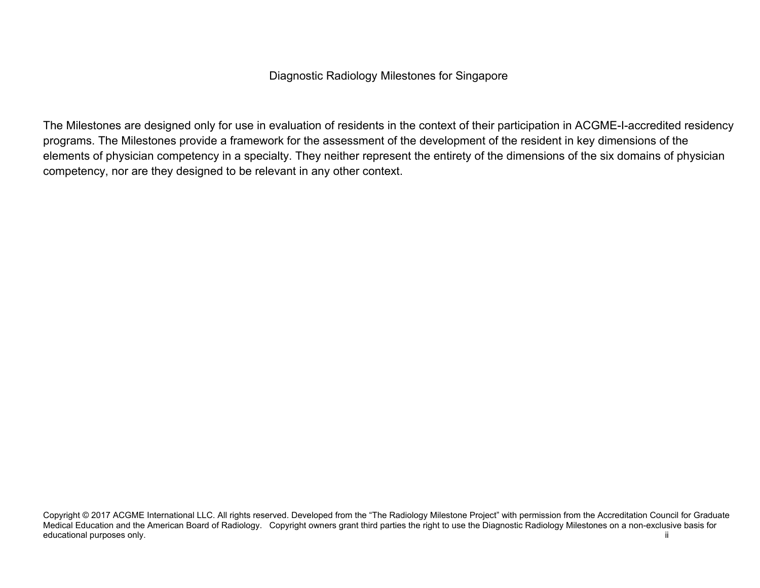Diagnostic Radiology Milestones for Singapore

The Milestones are designed only for use in evaluation of residents in the context of their participation in ACGME-I-accredited residency programs. The Milestones provide a framework for the assessment of the development of the resident in key dimensions of the elements of physician competency in a specialty. They neither represent the entirety of the dimensions of the six domains of physician competency, nor are they designed to be relevant in any other context.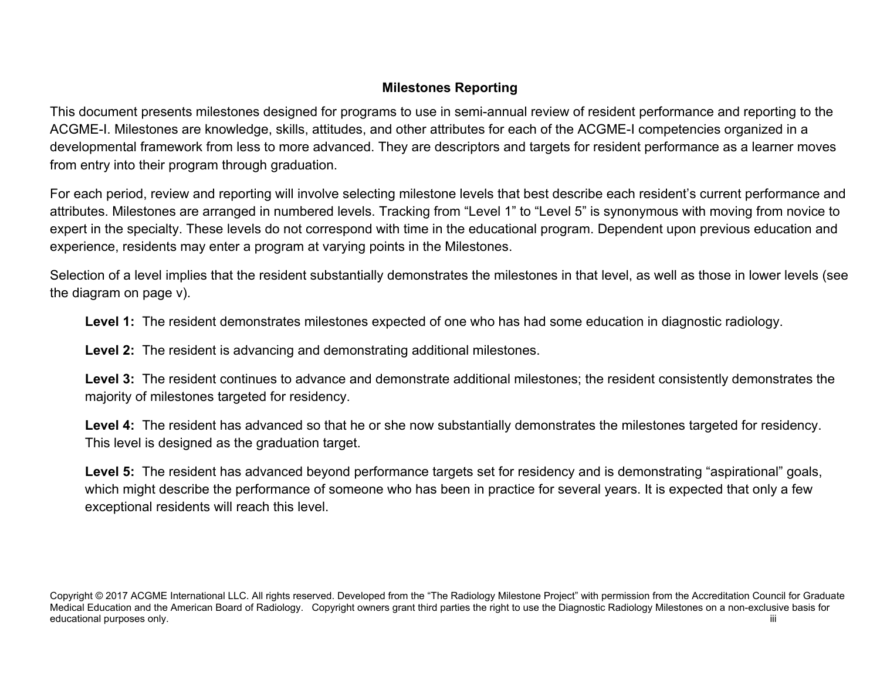## Milestones Reporting

This document presents milestones designed for programs to use in semi-annual review of resident performance and reporting to the ACGME-I. Milestones are knowledge, skills, attitudes, and other attributes for each of the ACGME-I competencies organized in a developmental framework from less to more advanced. They are descriptors and targets for resident performance as a learner moves from entry into their program through graduation.

For each period, review and reporting will involve selecting milestone levels that best describe each resident's current performance and attributes. Milestones are arranged in numbered levels. Tracking from "Level 1" to "Level 5" is synonymous with moving from novice to expert in the specialty. These levels do not correspond with time in the educational program. Dependent upon previous education and experience, residents may enter a program at varying points in the Milestones.

Selection of a level implies that the resident substantially demonstrates the milestones in that level, as well as those in lower levels (see the diagram on page v).

**Level 1:** The resident demonstrates milestones expected of one who has had some education in diagnostic radiology.

**Level 2:** The resident is advancing and demonstrating additional milestones.

**Level 3:** The resident continues to advance and demonstrate additional milestones; the resident consistently demonstrates the majority of milestones targeted for residency.

**Level 4:** The resident has advanced so that he or she now substantially demonstrates the milestones targeted for residency. This level is designed as the graduation target.

**Level 5:** The resident has advanced beyond performance targets set for residency and is demonstrating "aspirational" goals, which might describe the performance of someone who has been in practice for several years. It is expected that only a few exceptional residents will reach this level.

Copyright © 2017 ACGME International LLC. All rights reserved. Developed from the "The Radiology Milestone Project" with permission from the Accreditation Council for Graduate Medical Education and the American Board of Radiology. Copyright owners grant third parties the right to use the Diagnostic Radiology Milestones on a non-exclusive basis for educational purposes only.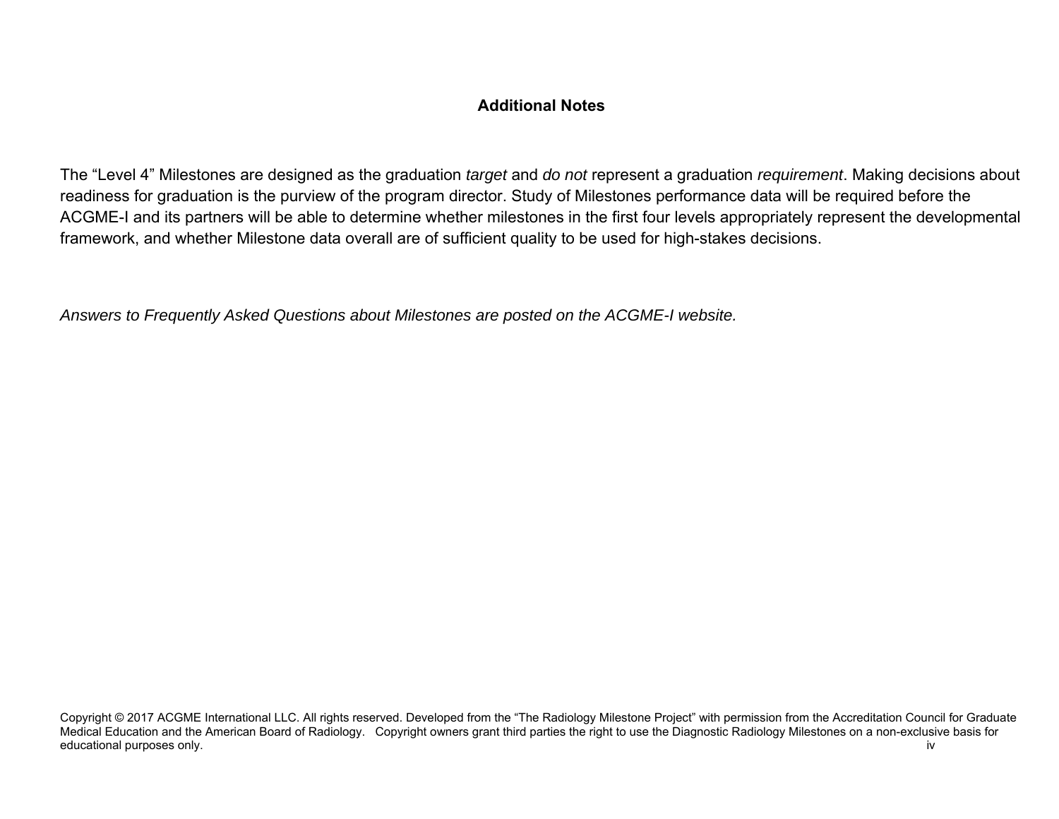## Additional Notes

The “Level 4” Milestones are designed as the graduation *target* and *do not* represent a graduation *requirement*. Making decisions about readiness for graduation is the purview of the program director. Study of Milestones performance data will be required before the ACGME-I and its partners will be able to determine whether milestones in the first four levels appropriately represent the developmental framework, and whether Milestone data overall are of sufficient quality to be used for high-stakes decisions.

*Answers to Frequently Asked Questions about Milestones are posted on the ACGME-I website.*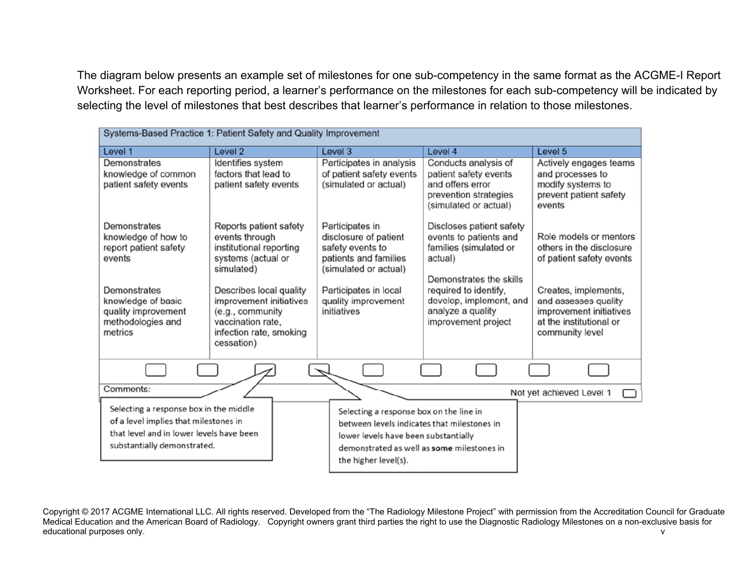The diagram below presents an example set of milestones for one sub-competency in the same format as the ACGME-I Report Worksheet. For each reporting period, a learner's performance on the milestones for each sub-competency will be indicated by selecting the level of milestones that best describes that learner's performance in relation to those milestones.

| Systems-Based Practice 1: Patient Safety and Quality Improvement | | | | |
|---|---|---|---|---|
| **Level 1** | **Level 2** | **Level 3** | **Level 4** | **Level 5** |
| Demonstrates knowledge of common patient safety events | Identifies system factors that lead to patient safety events | Participates in analysis of patient safety events (simulated or actual) | Conducts analysis of patient safety events and offers error prevention strategies (simulated or actual) | Actively engages teams and processes to modify systems to prevent patient safety events |
| Demonstrates knowledge of how to report patient safety events | Reports patient safety events through institutional reporting systems (actual or simulated) | Participates in disclosure of patient safety events to patients and families (simulated or actual) | Discloses patient safety events to patients and families (simulated or actual) | Role models or mentors others in the disclosure of patient safety events |
| Demonstrates knowledge of basic quality improvement methodologies and metrics | Describes local quality improvement initiatives (e.g., community vaccination rate, infection rate, smoking cessation) | Participates in local quality improvement initiatives | Demonstrates the skills required to identify, develop, implement, and analyze a quality improvement project | Creates, implements, and assesses quality improvement initiatives at the institutional or community level |

Comments: Not yet achieved Level 1

Selecting a response box in the middle of a level implies that milestones in that level and in lower levels have been substantially demonstrated.

Selecting a response box on the line in between levels indicates that milestones in lower levels have been substantially demonstrated as well as **some** milestones in the higher level(s).

Copyright © 2017 ACGME International LLC. All rights reserved. Developed from the "The Radiology Milestone Project" with permission from the Accreditation Council for Graduate Medical Education and the American Board of Radiology. Copyright owners grant third parties the right to use the Diagnostic Radiology Milestones on a non-exclusive basis for educational purposes only.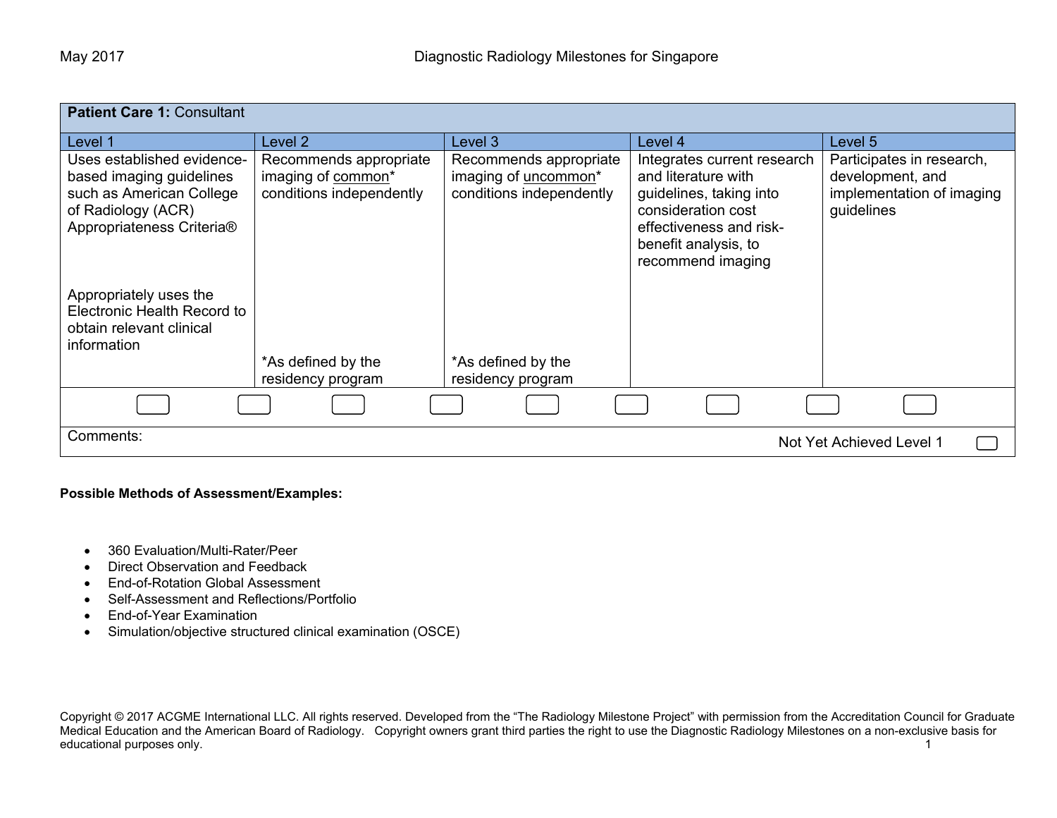| **Patient Care 1:** Consultant | | | | |
|---|---|---|---|---|
| Level 1 | Level 2 | Level 3 | Level 4 | Level 5 |
| Uses established evidence-based imaging guidelines such as American College of Radiology (ACR) Appropriateness Criteria®<br><br>Appropriately uses the Electronic Health Record to obtain relevant clinical information | Recommends appropriate imaging of common* conditions independently<br><br>*As defined by the residency program | Recommends appropriate imaging of uncommon* conditions independently<br><br>*As defined by the residency program | Integrates current research and literature with guidelines, taking into consideration cost effectiveness and risk-benefit analysis, to recommend imaging | Participates in research, development, and implementation of imaging guidelines |

Comments:

Not Yet Achieved Level 1

**Possible Methods of Assessment/Examples:**

- 360 Evaluation/Multi-Rater/Peer
- Direct Observation and Feedback
- End-of-Rotation Global Assessment
- Self-Assessment and Reflections/Portfolio
- End-of-Year Examination
- Simulation/objective structured clinical examination (OSCE)

Copyright © 2017 ACGME International LLC. All rights reserved. Developed from the "The Radiology Milestone Project" with permission from the Accreditation Council for Graduate Medical Education and the American Board of Radiology. Copyright owners grant third parties the right to use the Diagnostic Radiology Milestones on a non-exclusive basis for educational purposes only.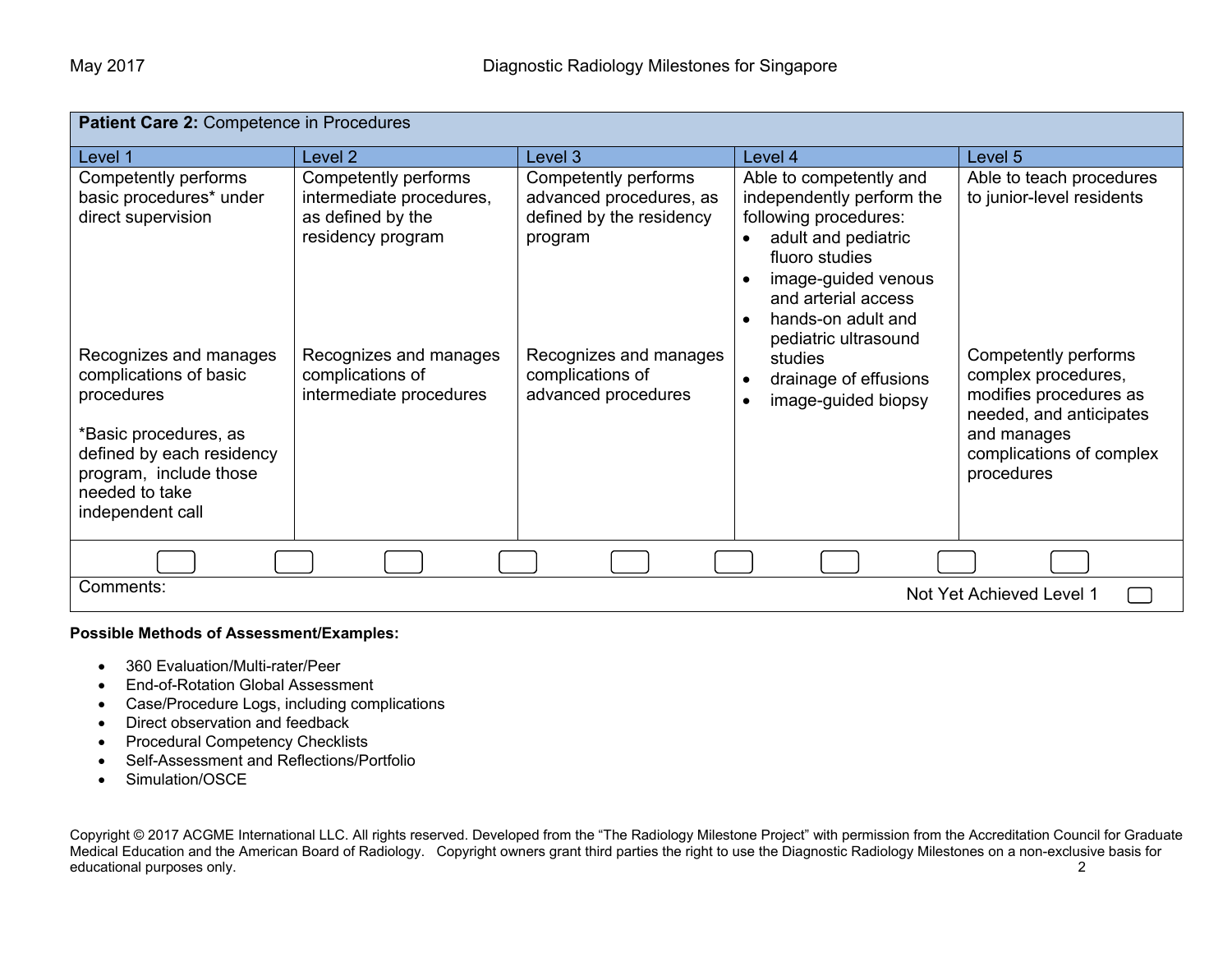| **Patient Care 2:** Competence in Procedures | | | | |
|---|---|---|---|---|
| Level 1 | Level 2 | Level 3 | Level 4 | Level 5 |
| Competently performs basic procedures* under direct supervision | Competently performs intermediate procedures, as defined by the residency program | Competently performs advanced procedures, as defined by the residency program | Able to competently and independently perform the following procedures:<br>• adult and pediatric fluoro studies<br>• image-guided venous and arterial access<br>• hands-on adult and pediatric ultrasound studies<br>• drainage of effusions<br>• image-guided biopsy | Able to teach procedures to junior-level residents |
| Recognizes and manages complications of basic procedures<br><br>*Basic procedures, as defined by each residency program, include those needed to take independent call | Recognizes and manages complications of intermediate procedures | Recognizes and manages complications of advanced procedures | | Competently performs complex procedures, modifies procedures as needed, and anticipates and manages complications of complex procedures |

Comments:

Not Yet Achieved Level 1

**Possible Methods of Assessment/Examples:**

- 360 Evaluation/Multi-rater/Peer
- End-of-Rotation Global Assessment
- Case/Procedure Logs, including complications
- Direct observation and feedback
- Procedural Competency Checklists
- Self-Assessment and Reflections/Portfolio
- Simulation/OSCE

Copyright © 2017 ACGME International LLC. All rights reserved. Developed from the "The Radiology Milestone Project" with permission from the Accreditation Council for Graduate Medical Education and the American Board of Radiology. Copyright owners grant third parties the right to use the Diagnostic Radiology Milestones on a non-exclusive basis for educational purposes only.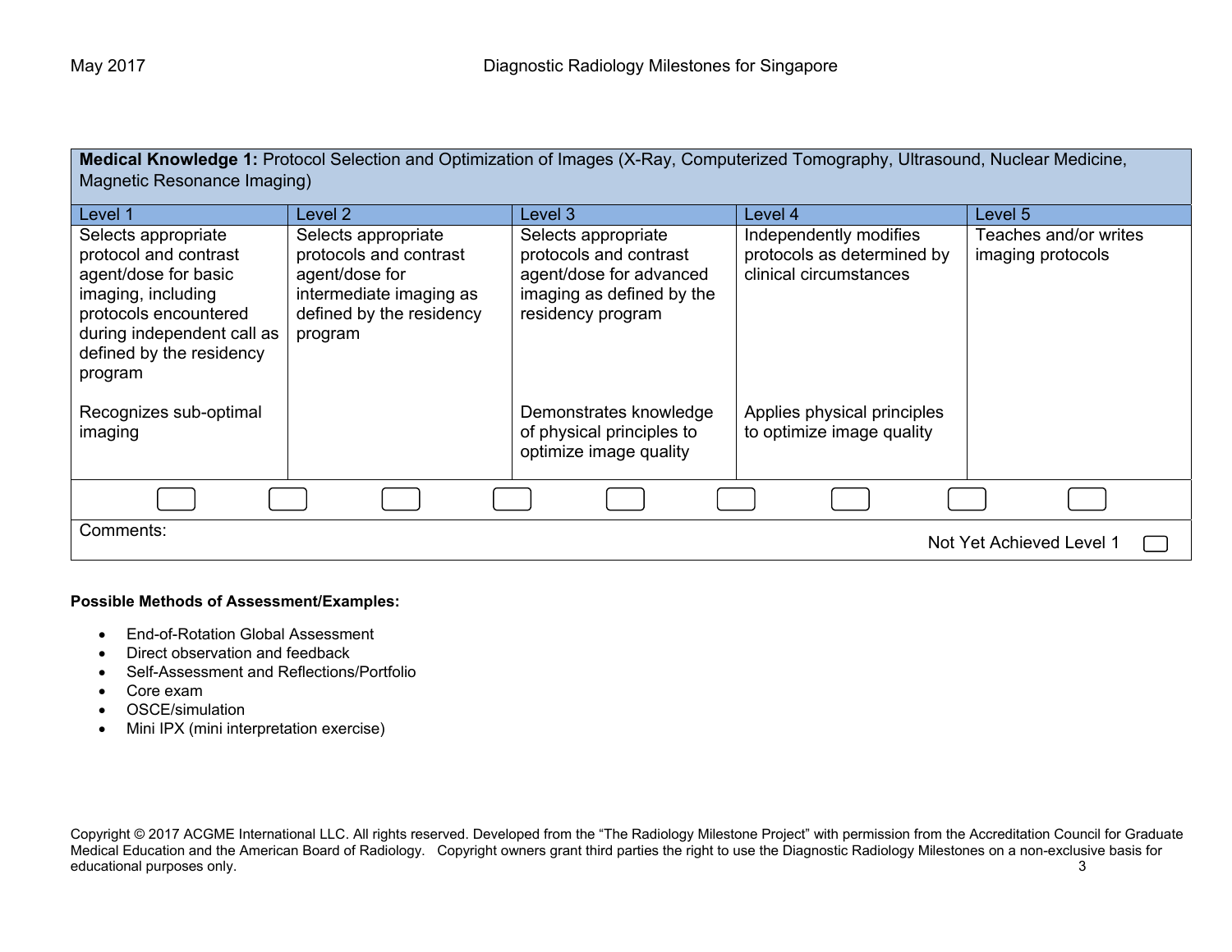| **Medical Knowledge 1:** Protocol Selection and Optimization of Images (X-Ray, Computerized Tomography, Ultrasound, Nuclear Medicine, Magnetic Resonance Imaging) | | | | |
|---|---|---|---|---|
| Level 1 | Level 2 | Level 3 | Level 4 | Level 5 |
| Selects appropriate protocol and contrast agent/dose for basic imaging, including protocols encountered during independent call as defined by the residency program<br><br>Recognizes sub-optimal imaging | Selects appropriate protocols and contrast agent/dose for intermediate imaging as defined by the residency program | Selects appropriate protocols and contrast agent/dose for advanced imaging as defined by the residency program<br><br>Demonstrates knowledge of physical principles to optimize image quality | Independently modifies protocols as determined by clinical circumstances<br><br>Applies physical principles to optimize image quality | Teaches and/or writes imaging protocols |

Comments:

Not Yet Achieved Level 1

**Possible Methods of Assessment/Examples:**

- End-of-Rotation Global Assessment
- Direct observation and feedback
- Self-Assessment and Reflections/Portfolio
- Core exam
- OSCE/simulation
- Mini IPX (mini interpretation exercise)

Copyright © 2017 ACGME International LLC. All rights reserved. Developed from the "The Radiology Milestone Project" with permission from the Accreditation Council for Graduate Medical Education and the American Board of Radiology. Copyright owners grant third parties the right to use the Diagnostic Radiology Milestones on a non-exclusive basis for educational purposes only.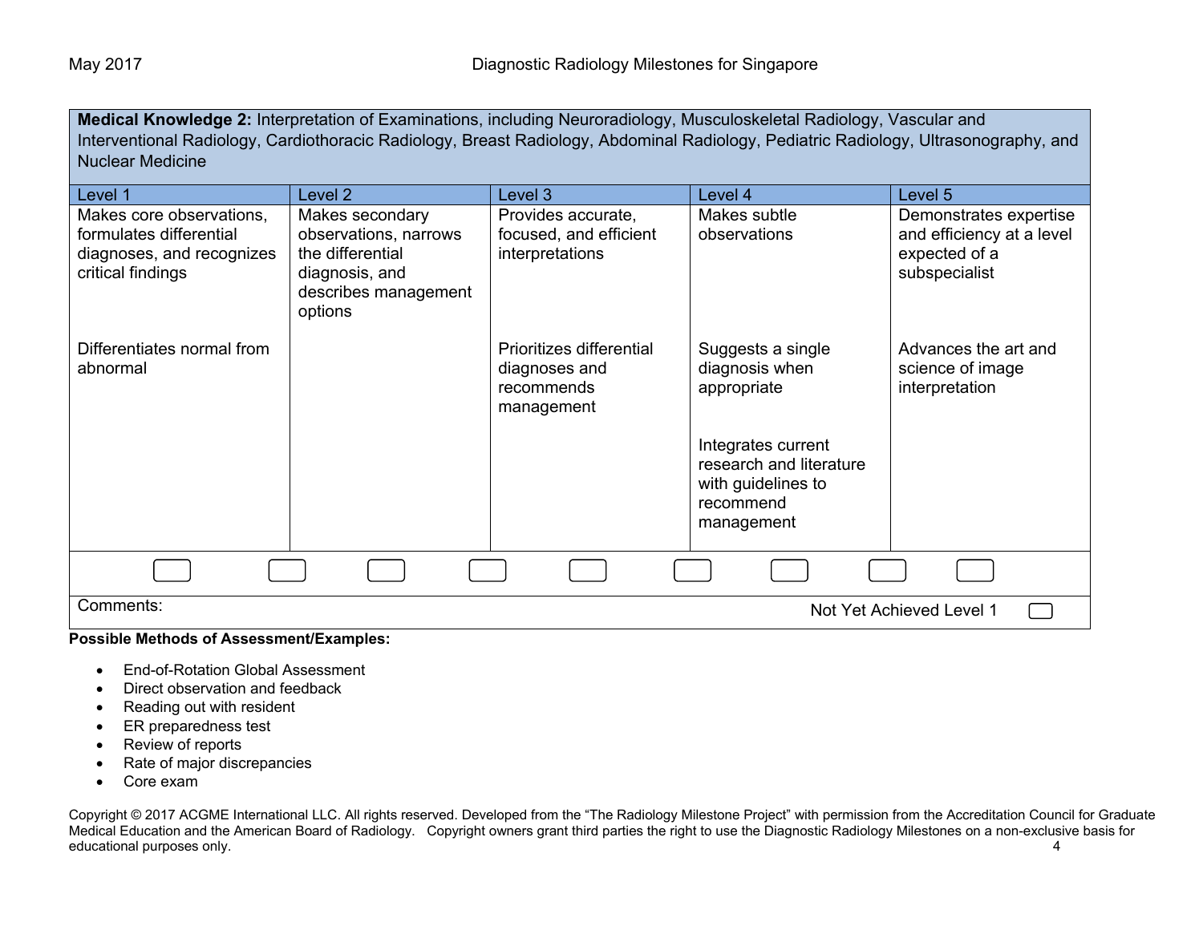**Medical Knowledge 2:** Interpretation of Examinations, including Neuroradiology, Musculoskeletal Radiology, Vascular and Interventional Radiology, Cardiothoracic Radiology, Breast Radiology, Abdominal Radiology, Pediatric Radiology, Ultrasonography, and Nuclear Medicine

| Level 1 | Level 2 | Level 3 | Level 4 | Level 5 |
|---|---|---|---|---|
| Makes core observations, formulates differential diagnoses, and recognizes critical findings | Makes secondary observations, narrows the differential diagnosis, and describes management options | Provides accurate, focused, and efficient interpretations | Makes subtle observations | Demonstrates expertise and efficiency at a level expected of a subspecialist |
| Differentiates normal from abnormal | | Prioritizes differential diagnoses and recommends management | Suggests a single diagnosis when appropriate<br><br>Integrates current research and literature with guidelines to recommend management | Advances the art and science of image interpretation |

Comments: Not Yet Achieved Level 1

**Possible Methods of Assessment/Examples:**

- End-of-Rotation Global Assessment
- Direct observation and feedback
- Reading out with resident
- ER preparedness test
- Review of reports
- Rate of major discrepancies
- Core exam

Copyright © 2017 ACGME International LLC. All rights reserved. Developed from the "The Radiology Milestone Project" with permission from the Accreditation Council for Graduate Medical Education and the American Board of Radiology. Copyright owners grant third parties the right to use the Diagnostic Radiology Milestones on a non-exclusive basis for educational purposes only.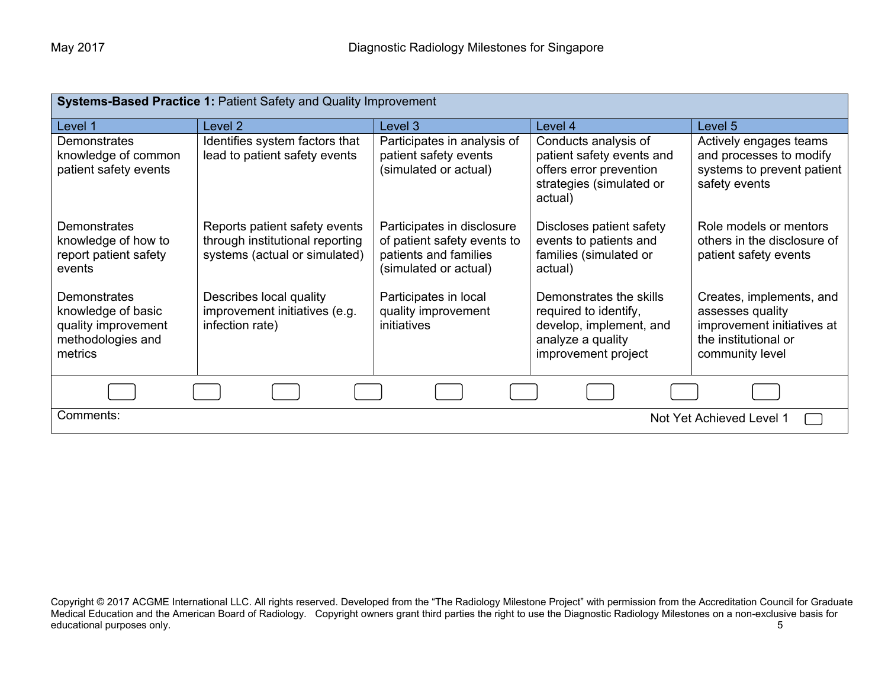| **Systems-Based Practice 1:** Patient Safety and Quality Improvement | | | | |
|---|---|---|---|---|
| Level 1 | Level 2 | Level 3 | Level 4 | Level 5 |
| Demonstrates knowledge of common patient safety events | Identifies system factors that lead to patient safety events | Participates in analysis of patient safety events (simulated or actual) | Conducts analysis of patient safety events and offers error prevention strategies (simulated or actual) | Actively engages teams and processes to modify systems to prevent patient safety events |
| Demonstrates knowledge of how to report patient safety events | Reports patient safety events through institutional reporting systems (actual or simulated) | Participates in disclosure of patient safety events to patients and families (simulated or actual) | Discloses patient safety events to patients and families (simulated or actual) | Role models or mentors others in the disclosure of patient safety events |
| Demonstrates knowledge of basic quality improvement methodologies and metrics | Describes local quality improvement initiatives (e.g. infection rate) | Participates in local quality improvement initiatives | Demonstrates the skills required to identify, develop, implement, and analyze a quality improvement project | Creates, implements, and assesses quality improvement initiatives at the institutional or community level |

Comments:

Not Yet Achieved Level 1

Copyright © 2017 ACGME International LLC. All rights reserved. Developed from the "The Radiology Milestone Project" with permission from the Accreditation Council for Graduate Medical Education and the American Board of Radiology. Copyright owners grant third parties the right to use the Diagnostic Radiology Milestones on a non-exclusive basis for educational purposes only.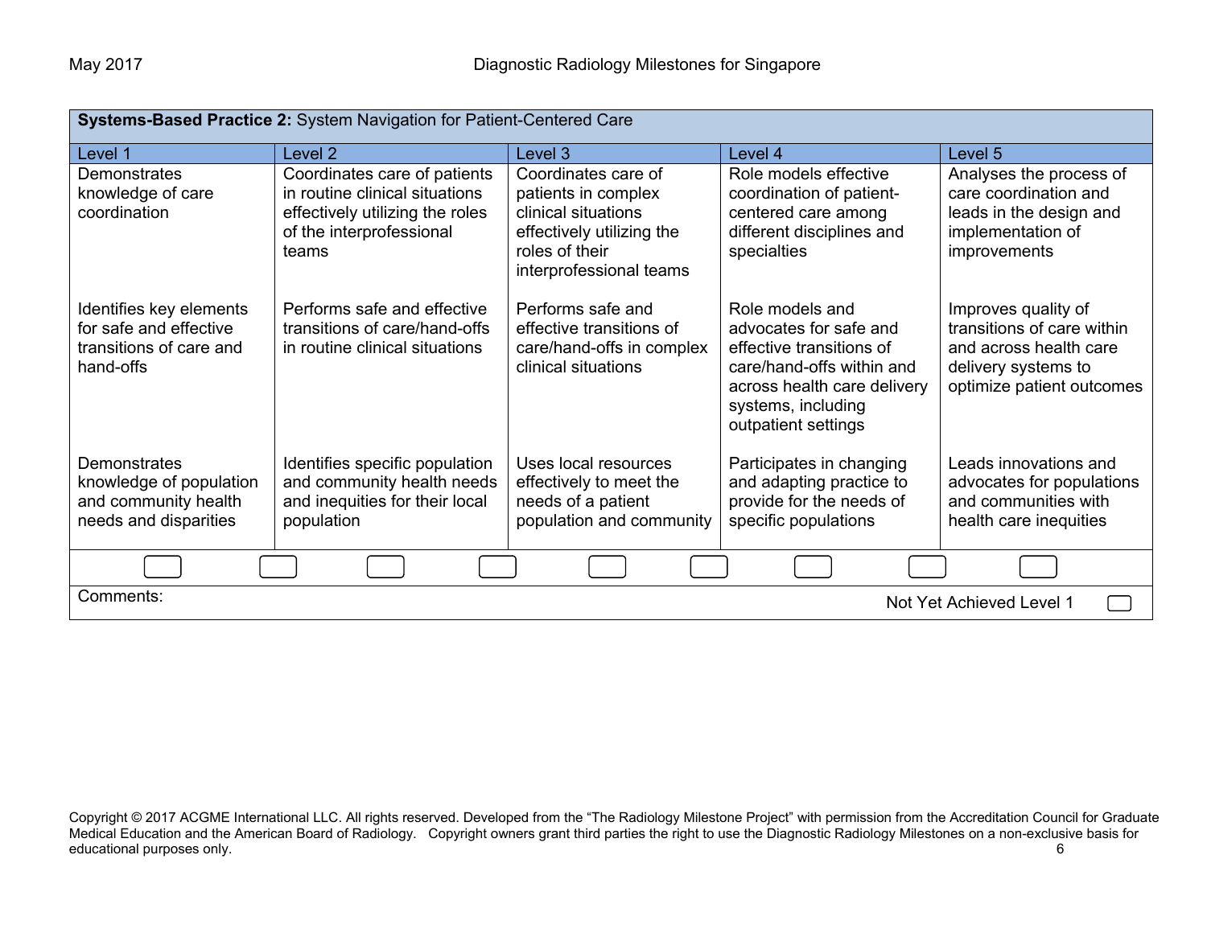| **Systems-Based Practice 2:** System Navigation for Patient-Centered Care | | | | |
|---|---|---|---|---|
| Level 1 | Level 2 | Level 3 | Level 4 | Level 5 |
| Demonstrates knowledge of care coordination | Coordinates care of patients in routine clinical situations effectively utilizing the roles of the interprofessional teams | Coordinates care of patients in complex clinical situations effectively utilizing the roles of their interprofessional teams | Role models effective coordination of patient-centered care among different disciplines and specialties | Analyses the process of care coordination and leads in the design and implementation of improvements |
| Identifies key elements for safe and effective transitions of care and hand-offs | Performs safe and effective transitions of care/hand-offs in routine clinical situations | Performs safe and effective transitions of care/hand-offs in complex clinical situations | Role models and advocates for safe and effective transitions of care/hand-offs within and across health care delivery systems, including outpatient settings | Improves quality of transitions of care within and across health care delivery systems to optimize patient outcomes |
| Demonstrates knowledge of population and community health needs and disparities | Identifies specific population and community health needs and inequities for their local population | Uses local resources effectively to meet the needs of a patient population and community | Participates in changing and adapting practice to provide for the needs of specific populations | Leads innovations and advocates for populations and communities with health care inequities |

Comments:

Not Yet Achieved Level 1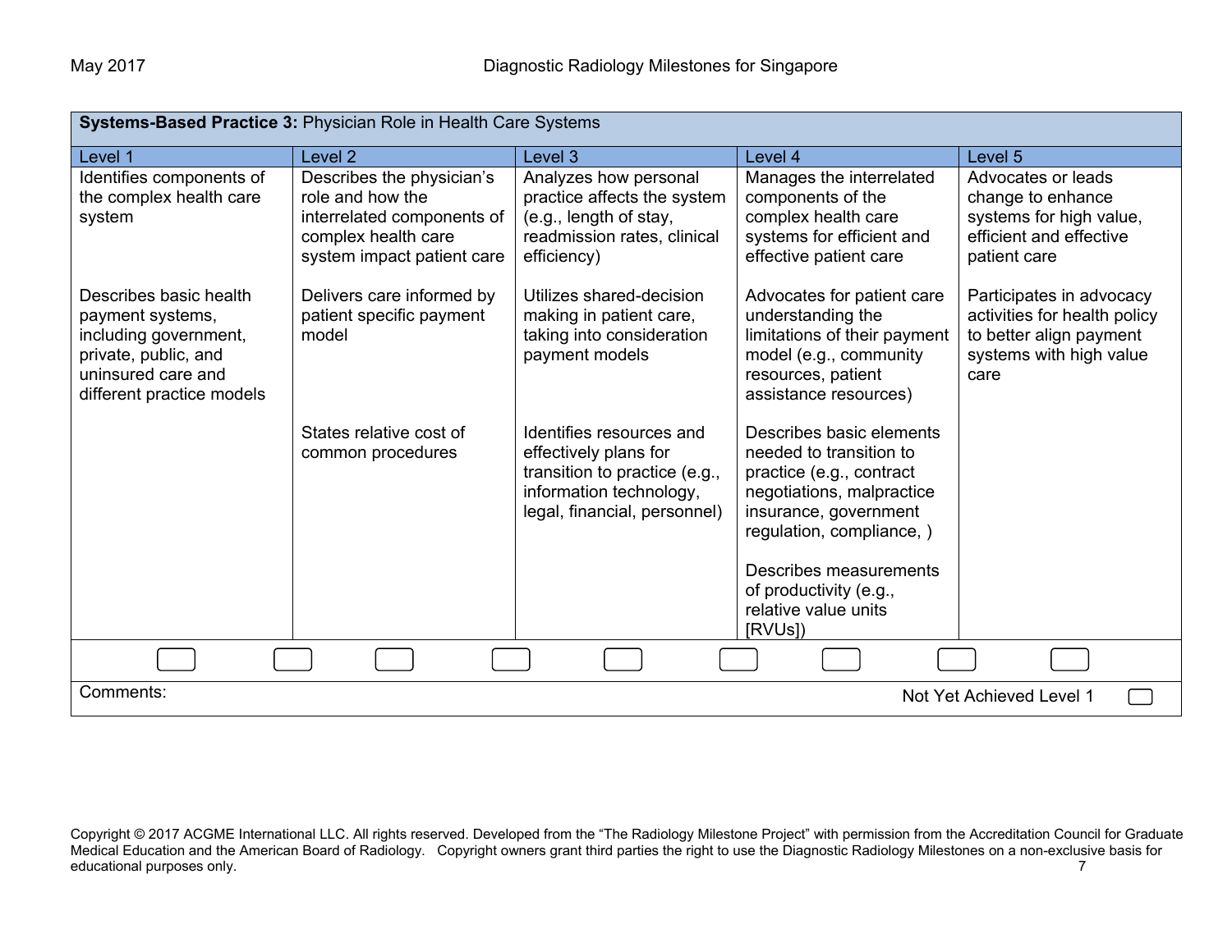| **Systems-Based Practice 3:** Physician Role in Health Care Systems | | | | |
|---|---|---|---|---|
| Level 1 | Level 2 | Level 3 | Level 4 | Level 5 |
| Identifies components of the complex health care system | Describes the physician's role and how the interrelated components of complex health care system impact patient care | Analyzes how personal practice affects the system (e.g., length of stay, readmission rates, clinical efficiency) | Manages the interrelated components of the complex health care systems for efficient and effective patient care | Advocates or leads change to enhance systems for high value, efficient and effective patient care |
| Describes basic health payment systems, including government, private, public, and uninsured care and different practice models | Delivers care informed by patient specific payment model | Utilizes shared-decision making in patient care, taking into consideration payment models | Advocates for patient care understanding the limitations of their payment model (e.g., community resources, patient assistance resources) | Participates in advocacy activities for health policy to better align payment systems with high value care |
| | States relative cost of common procedures | Identifies resources and effectively plans for transition to practice (e.g., information technology, legal, financial, personnel) | Describes basic elements needed to transition to practice (e.g., contract negotiations, malpractice insurance, government regulation, compliance, ) | |
| | | | Describes measurements of productivity (e.g., relative value units [RVUs]) | |

Comments:

Not Yet Achieved Level 1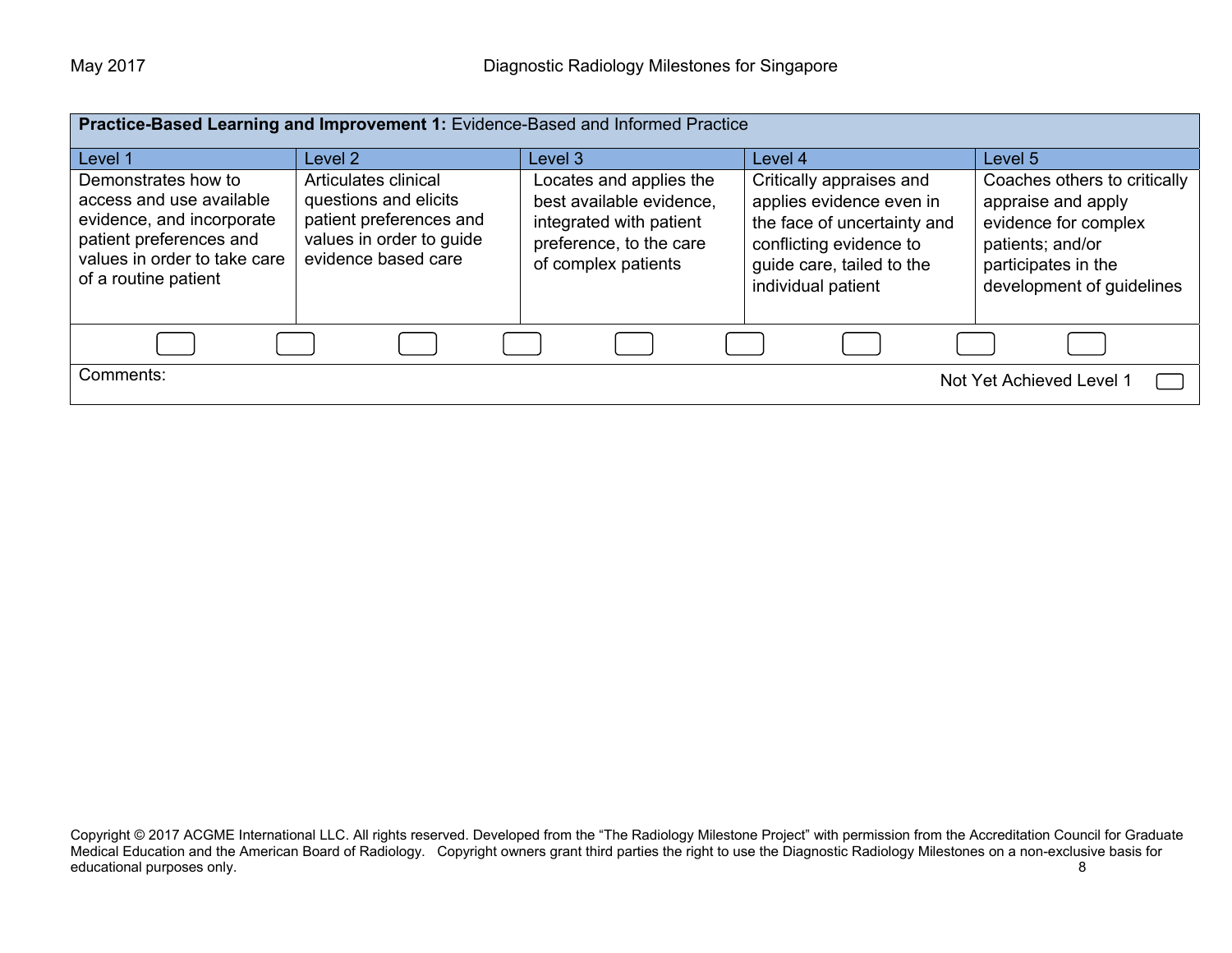| **Practice-Based Learning and Improvement 1:** Evidence-Based and Informed Practice | | | | |
|---|---|---|---|---|
| Level 1 | Level 2 | Level 3 | Level 4 | Level 5 |
| Demonstrates how to access and use available evidence, and incorporate patient preferences and values in order to take care of a routine patient | Articulates clinical questions and elicits patient preferences and values in order to guide evidence based care | Locates and applies the best available evidence, integrated with patient preference, to the care of complex patients | Critically appraises and applies evidence even in the face of uncertainty and conflicting evidence to guide care, tailed to the individual patient | Coaches others to critically appraise and apply evidence for complex patients; and/or participates in the development of guidelines |

Comments:

Not Yet Achieved Level 1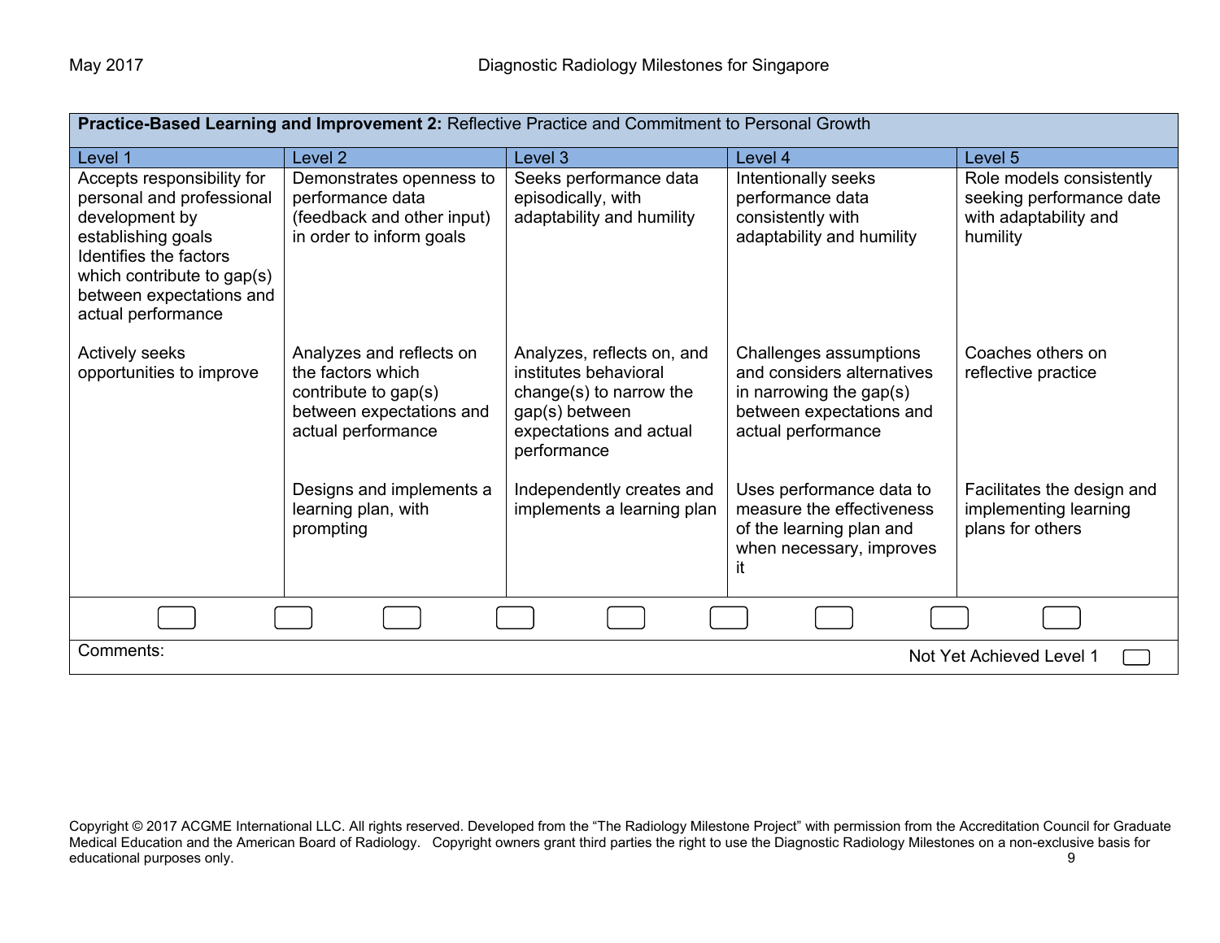| **Practice-Based Learning and Improvement 2:** Reflective Practice and Commitment to Personal Growth | | | | |
|---|---|---|---|---|
| Level 1 | Level 2 | Level 3 | Level 4 | Level 5 |
| Accepts responsibility for personal and professional development by establishing goals<br>Identifies the factors which contribute to gap(s) between expectations and actual performance | Demonstrates openness to performance data (feedback and other input) in order to inform goals | Seeks performance data episodically, with adaptability and humility | Intentionally seeks performance data consistently with adaptability and humility | Role models consistently seeking performance date with adaptability and humility |
| Actively seeks opportunities to improve | Analyzes and reflects on the factors which contribute to gap(s) between expectations and actual performance | Analyzes, reflects on, and institutes behavioral change(s) to narrow the gap(s) between expectations and actual performance | Challenges assumptions and considers alternatives in narrowing the gap(s) between expectations and actual performance | Coaches others on reflective practice |
| | Designs and implements a learning plan, with prompting | Independently creates and implements a learning plan | Uses performance data to measure the effectiveness of the learning plan and when necessary, improves it | Facilitates the design and implementing learning plans for others |

Comments:

Not Yet Achieved Level 1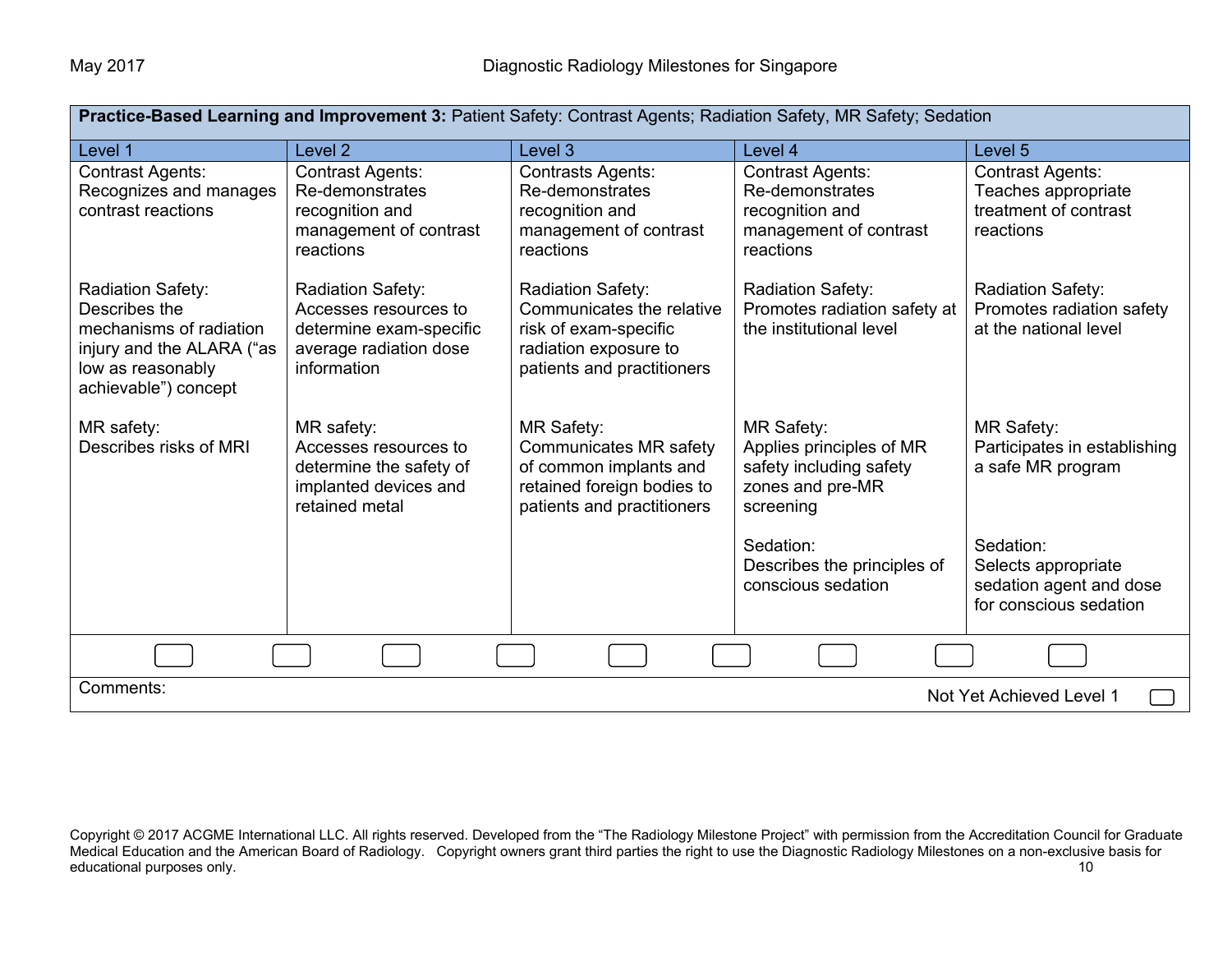| **Practice-Based Learning and Improvement 3:** Patient Safety: Contrast Agents; Radiation Safety, MR Safety; Sedation | | | | |
|---|---|---|---|---|
| Level 1 | Level 2 | Level 3 | Level 4 | Level 5 |
| Contrast Agents:<br>Recognizes and manages contrast reactions | Contrast Agents:<br>Re-demonstrates recognition and management of contrast reactions | Contrasts Agents:<br>Re-demonstrates recognition and management of contrast reactions | Contrast Agents:<br>Re-demonstrates recognition and management of contrast reactions | Contrast Agents:<br>Teaches appropriate treatment of contrast reactions |
| Radiation Safety:<br>Describes the mechanisms of radiation injury and the ALARA ("as low as reasonably achievable") concept | Radiation Safety:<br>Accesses resources to determine exam-specific average radiation dose information | Radiation Safety:<br>Communicates the relative risk of exam-specific radiation exposure to patients and practitioners | Radiation Safety:<br>Promotes radiation safety at the institutional level | Radiation Safety:<br>Promotes radiation safety at the national level |
| MR safety:<br>Describes risks of MRI | MR safety:<br>Accesses resources to determine the safety of implanted devices and retained metal | MR Safety:<br>Communicates MR safety of common implants and retained foreign bodies to patients and practitioners | MR Safety:<br>Applies principles of MR safety including safety zones and pre-MR screening | MR Safety:<br>Participates in establishing a safe MR program |
| | | | Sedation:<br>Describes the principles of conscious sedation | Sedation:<br>Selects appropriate sedation agent and dose for conscious sedation |

Comments:

Not Yet Achieved Level 1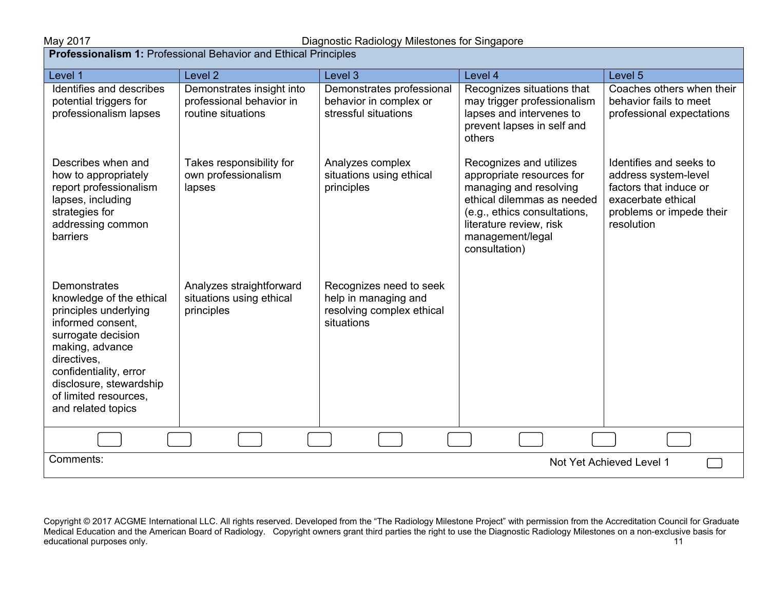**Professionalism 1:** Professional Behavior and Ethical Principles

| Level 1 | Level 2 | Level 3 | Level 4 | Level 5 |
|---|---|---|---|---|
| Identifies and describes potential triggers for professionalism lapses | Demonstrates insight into professional behavior in routine situations | Demonstrates professional behavior in complex or stressful situations | Recognizes situations that may trigger professionalism lapses and intervenes to prevent lapses in self and others | Coaches others when their behavior fails to meet professional expectations |
| Describes when and how to appropriately report professionalism lapses, including strategies for addressing common barriers | Takes responsibility for own professionalism lapses | Analyzes complex situations using ethical principles | Recognizes and utilizes appropriate resources for managing and resolving ethical dilemmas as needed (e.g., ethics consultations, literature review, risk management/legal consultation) | Identifies and seeks to address system-level factors that induce or exacerbate ethical problems or impede their resolution |
| Demonstrates knowledge of the ethical principles underlying informed consent, surrogate decision making, advance directives, confidentiality, error disclosure, stewardship of limited resources, and related topics | Analyzes straightforward situations using ethical principles | Recognizes need to seek help in managing and resolving complex ethical situations | | |

Comments:

Not Yet Achieved Level 1

Copyright © 2017 ACGME International LLC. All rights reserved. Developed from the "The Radiology Milestone Project" with permission from the Accreditation Council for Graduate Medical Education and the American Board of Radiology. Copyright owners grant third parties the right to use the Diagnostic Radiology Milestones on a non-exclusive basis for educational purposes only.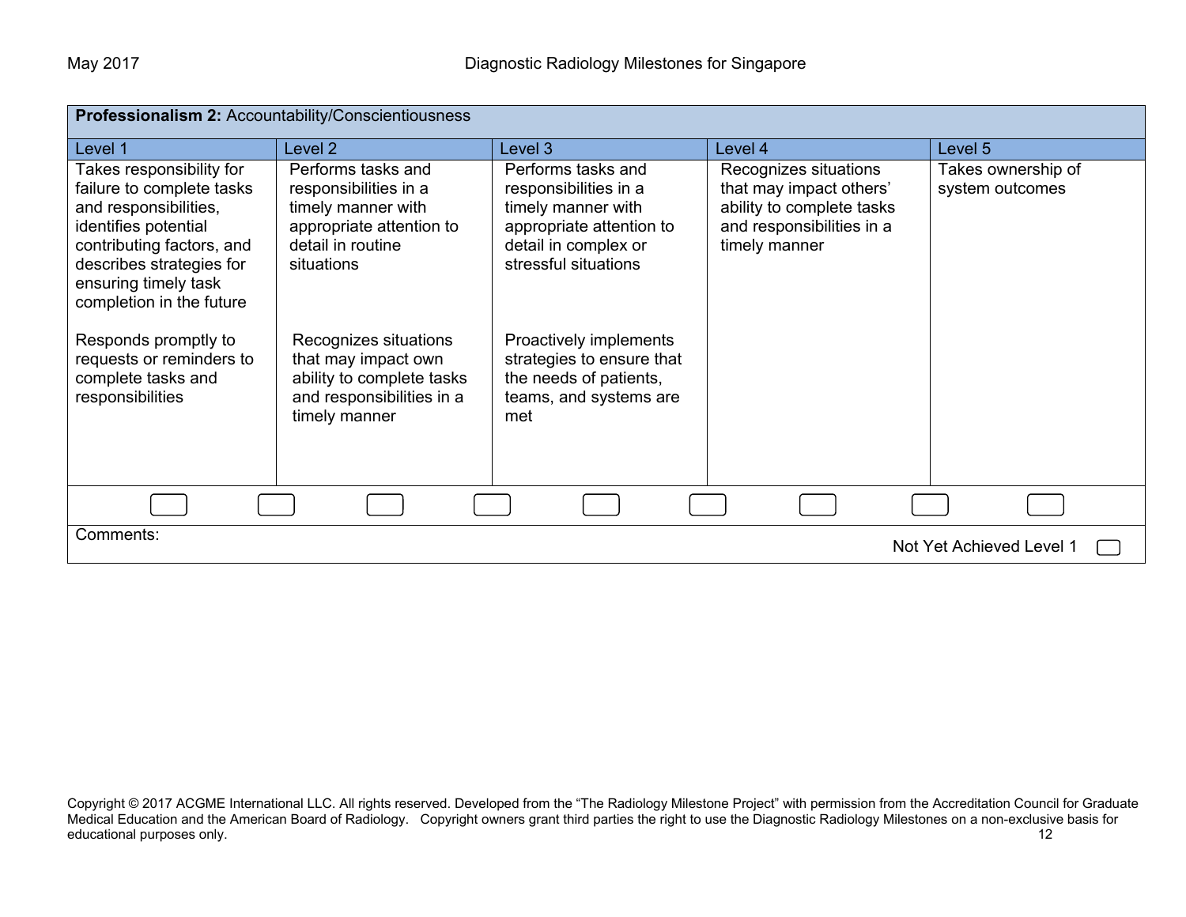**Professionalism 2:** Accountability/Conscientiousness

| Level 1 | Level 2 | Level 3 | Level 4 | Level 5 |
|---|---|---|---|---|
| Takes responsibility for failure to complete tasks and responsibilities, identifies potential contributing factors, and describes strategies for ensuring timely task completion in the future<br><br>Responds promptly to requests or reminders to complete tasks and responsibilities | Performs tasks and responsibilities in a timely manner with appropriate attention to detail in routine situations<br><br>Recognizes situations that may impact own ability to complete tasks and responsibilities in a timely manner | Performs tasks and responsibilities in a timely manner with appropriate attention to detail in complex or stressful situations<br><br>Proactively implements strategies to ensure that the needs of patients, teams, and systems are met | Recognizes situations that may impact others' ability to complete tasks and responsibilities in a timely manner | Takes ownership of system outcomes |

Comments:

Not Yet Achieved Level 1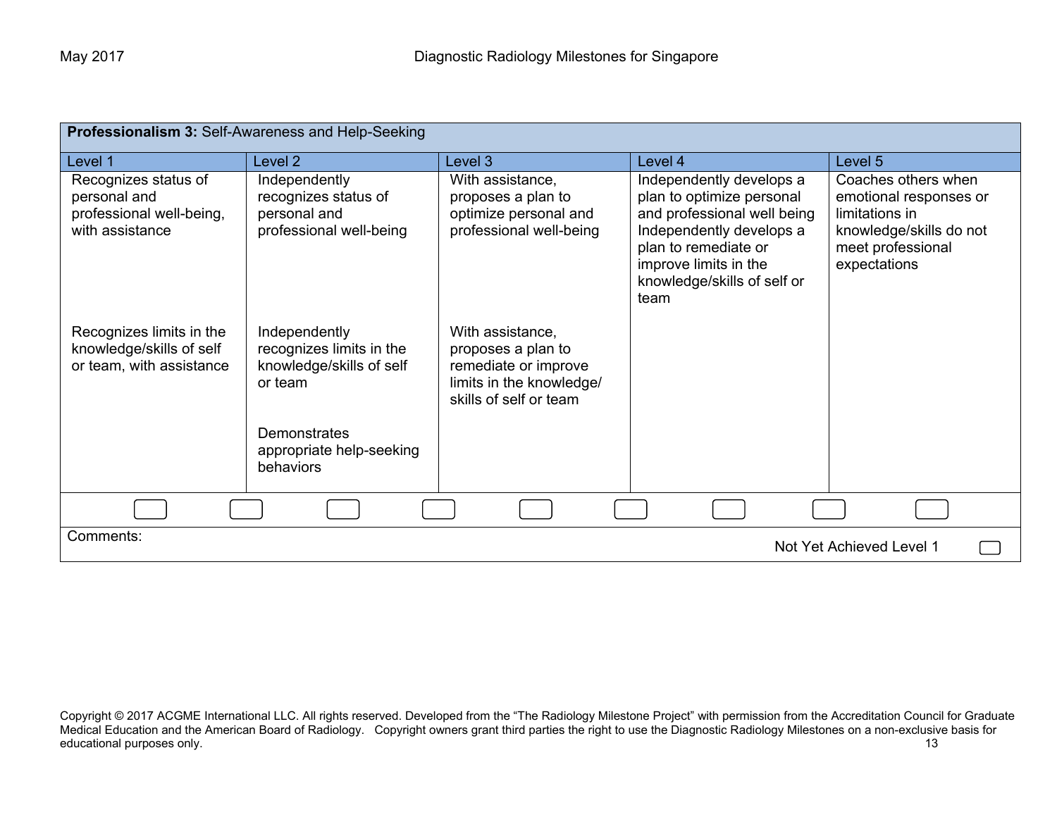| **Professionalism 3:** Self-Awareness and Help-Seeking | | | | |
|---|---|---|---|---|
| Level 1 | Level 2 | Level 3 | Level 4 | Level 5 |
| Recognizes status of personal and professional well-being, with assistance<br><br>Recognizes limits in the knowledge/skills of self or team, with assistance | Independently recognizes status of personal and professional well-being<br><br>Independently recognizes limits in the knowledge/skills of self or team<br><br>Demonstrates appropriate help-seeking behaviors | With assistance, proposes a plan to optimize personal and professional well-being<br><br>With assistance, proposes a plan to remediate or improve limits in the knowledge/ skills of self or team | Independently develops a plan to optimize personal and professional well being<br>Independently develops a plan to remediate or improve limits in the knowledge/skills of self or team | Coaches others when emotional responses or limitations in knowledge/skills do not meet professional expectations |

Comments:

Not Yet Achieved Level 1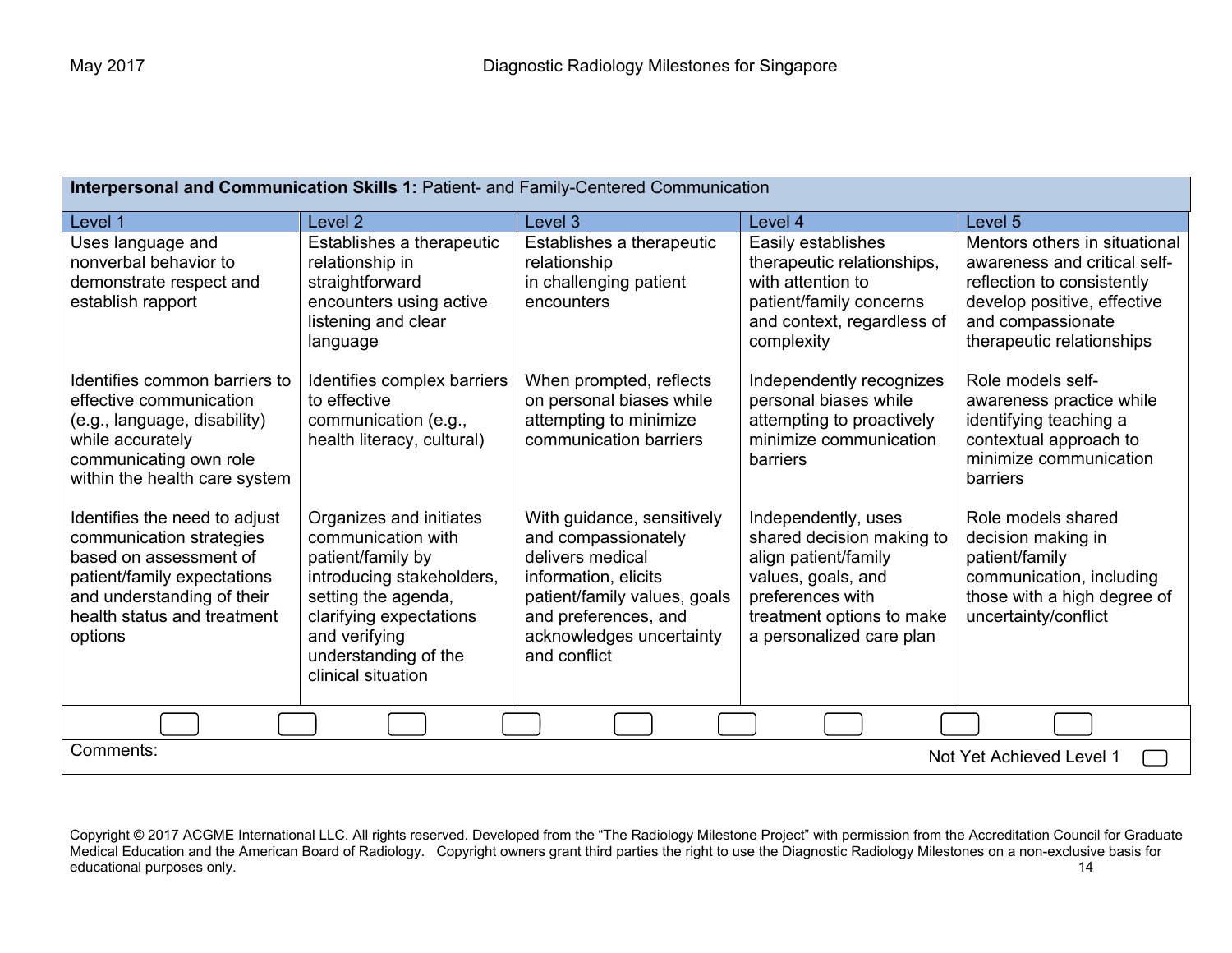| **Interpersonal and Communication Skills 1:** Patient- and Family-Centered Communication | | | | |
|---|---|---|---|---|
| Level 1 | Level 2 | Level 3 | Level 4 | Level 5 |
| Uses language and nonverbal behavior to demonstrate respect and establish rapport | Establishes a therapeutic relationship in straightforward encounters using active listening and clear language | Establishes a therapeutic relationship in challenging patient encounters | Easily establishes therapeutic relationships, with attention to patient/family concerns and context, regardless of complexity | Mentors others in situational awareness and critical self-reflection to consistently develop positive, effective and compassionate therapeutic relationships |
| Identifies common barriers to effective communication (e.g., language, disability) while accurately communicating own role within the health care system | Identifies complex barriers to effective communication (e.g., health literacy, cultural) | When prompted, reflects on personal biases while attempting to minimize communication barriers | Independently recognizes personal biases while attempting to proactively minimize communication barriers | Role models self-awareness practice while identifying teaching a contextual approach to minimize communication barriers |
| Identifies the need to adjust communication strategies based on assessment of patient/family expectations and understanding of their health status and treatment options | Organizes and initiates communication with patient/family by introducing stakeholders, setting the agenda, clarifying expectations and verifying understanding of the clinical situation | With guidance, sensitively and compassionately delivers medical information, elicits patient/family values, goals and preferences, and acknowledges uncertainty and conflict | Independently, uses shared decision making to align patient/family values, goals, and preferences with treatment options to make a personalized care plan | Role models shared decision making in patient/family communication, including those with a high degree of uncertainty/conflict |

Comments:

Not Yet Achieved Level 1

Copyright © 2017 ACGME International LLC. All rights reserved. Developed from the "The Radiology Milestone Project" with permission from the Accreditation Council for Graduate Medical Education and the American Board of Radiology. Copyright owners grant third parties the right to use the Diagnostic Radiology Milestones on a non-exclusive basis for educational purposes only.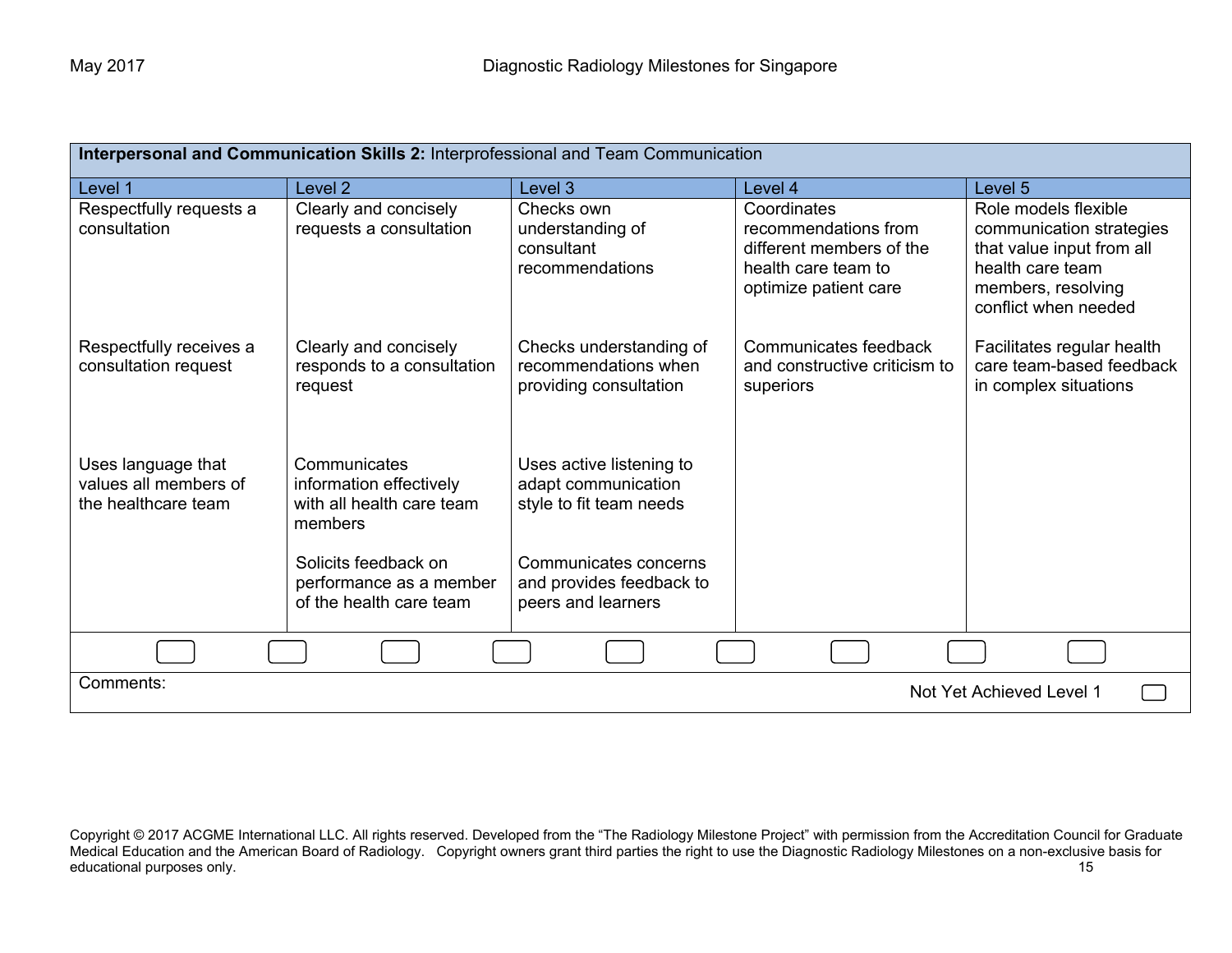| **Interpersonal and Communication Skills 2:** Interprofessional and Team Communication | | | | |
|---|---|---|---|---|
| Level 1 | Level 2 | Level 3 | Level 4 | Level 5 |
| Respectfully requests a consultation | Clearly and concisely requests a consultation | Checks own understanding of consultant recommendations | Coordinates recommendations from different members of the health care team to optimize patient care | Role models flexible communication strategies that value input from all health care team members, resolving conflict when needed |
| Respectfully receives a consultation request | Clearly and concisely responds to a consultation request | Checks understanding of recommendations when providing consultation | Communicates feedback and constructive criticism to superiors | Facilitates regular health care team-based feedback in complex situations |
| Uses language that values all members of the healthcare team | Communicates information effectively with all health care team members | Uses active listening to adapt communication style to fit team needs | | |
| | Solicits feedback on performance as a member of the health care team | Communicates concerns and provides feedback to peers and learners | | |

Comments:

Not Yet Achieved Level 1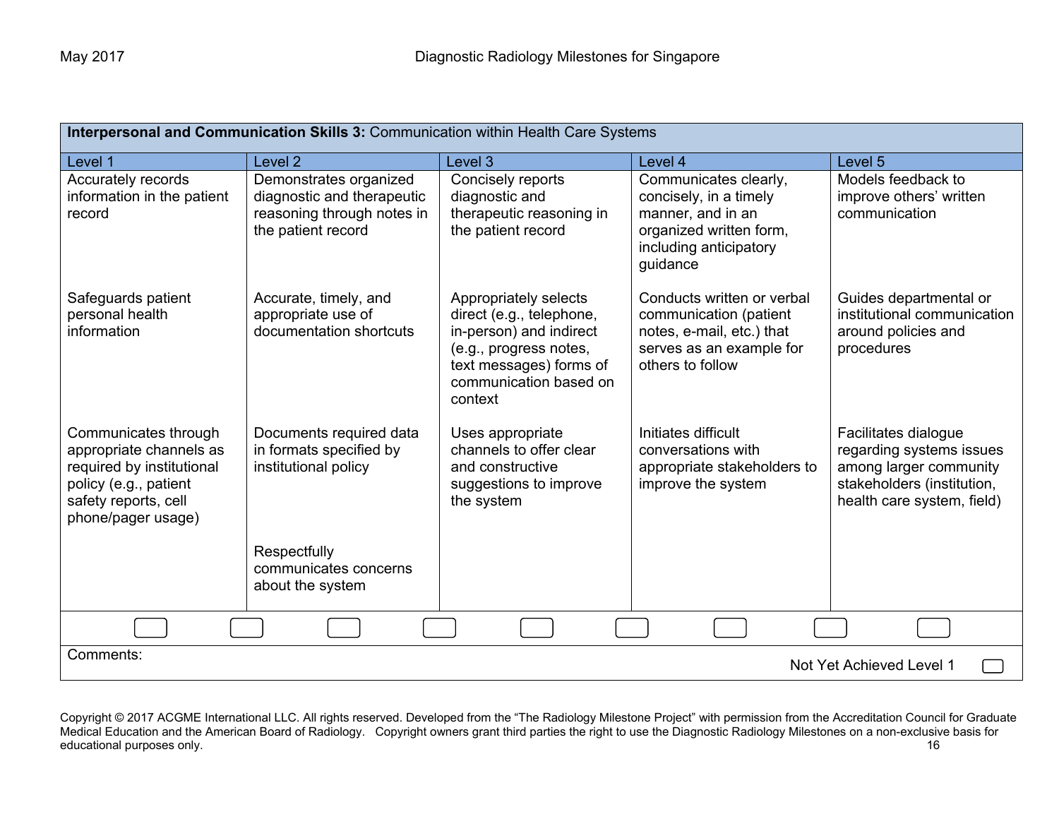| Interpersonal and Communication Skills 3: Communication within Health Care Systems | | | | |
|---|---|---|---|---|
| Level 1 | Level 2 | Level 3 | Level 4 | Level 5 |
| Accurately records information in the patient record | Demonstrates organized diagnostic and therapeutic reasoning through notes in the patient record | Concisely reports diagnostic and therapeutic reasoning in the patient record | Communicates clearly, concisely, in a timely manner, and in an organized written form, including anticipatory guidance | Models feedback to improve others' written communication |
| Safeguards patient personal health information | Accurate, timely, and appropriate use of documentation shortcuts | Appropriately selects direct (e.g., telephone, in-person) and indirect (e.g., progress notes, text messages) forms of communication based on context | Conducts written or verbal communication (patient notes, e-mail, etc.) that serves as an example for others to follow | Guides departmental or institutional communication around policies and procedures |
| Communicates through appropriate channels as required by institutional policy (e.g., patient safety reports, cell phone/pager usage) | Documents required data in formats specified by institutional policy | Uses appropriate channels to offer clear and constructive suggestions to improve the system | Initiates difficult conversations with appropriate stakeholders to improve the system | Facilitates dialogue regarding systems issues among larger community stakeholders (institution, health care system, field) |
| | Respectfully communicates concerns about the system | | | |

Comments:

Not Yet Achieved Level 1